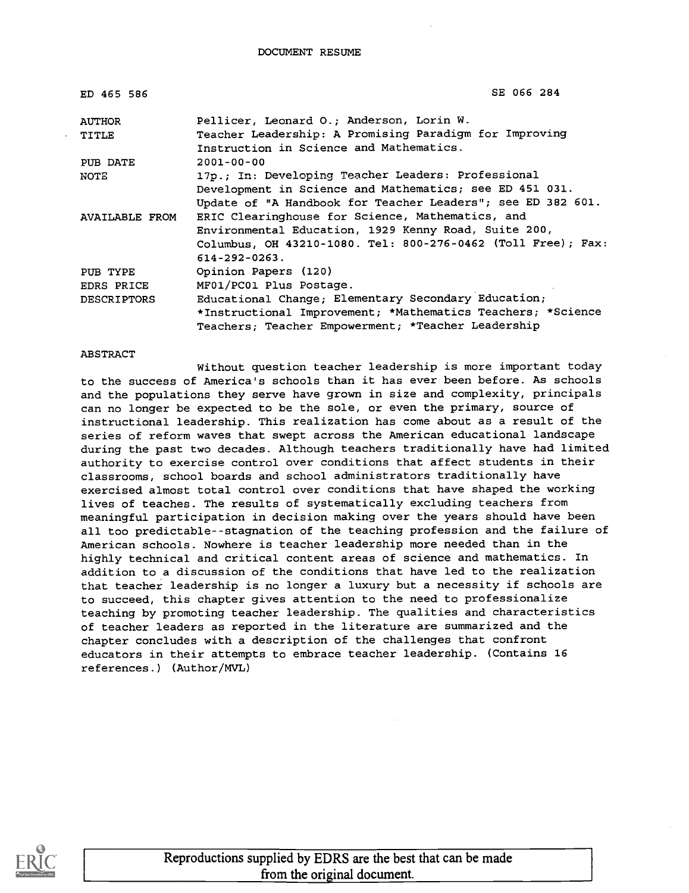DOCUMENT RESUME

| | |
|---|---|
| ED 465 586 | SE 066 284 |
| AUTHOR | Pellicer, Leonard O.; Anderson, Lorin W. |
| TITLE | Teacher Leadership: A Promising Paradigm for Improving Instruction in Science and Mathematics. |
| PUB DATE | 2001-00-00 |
| NOTE | 17p.; In: Developing Teacher Leaders: Professional Development in Science and Mathematics; see ED 451 031. Update of "A Handbook for Teacher Leaders"; see ED 382 601. |
| AVAILABLE FROM | ERIC Clearinghouse for Science, Mathematics, and Environmental Education, 1929 Kenny Road, Suite 200, Columbus, OH 43210-1080. Tel: 800-276-0462 (Toll Free); Fax: 614-292-0263. |
| PUB TYPE | Opinion Papers (120) |
| EDRS PRICE | MF01/PC01 Plus Postage. |
| DESCRIPTORS | Educational Change; Elementary Secondary Education; *Instructional Improvement; *Mathematics Teachers; *Science Teachers; Teacher Empowerment; *Teacher Leadership |

ABSTRACT

Without question teacher leadership is more important today to the success of America's schools than it has ever been before. As schools and the populations they serve have grown in size and complexity, principals can no longer be expected to be the sole, or even the primary, source of instructional leadership. This realization has come about as a result of the series of reform waves that swept across the American educational landscape during the past two decades. Although teachers traditionally have had limited authority to exercise control over conditions that affect students in their classrooms, school boards and school administrators traditionally have exercised almost total control over conditions that have shaped the working lives of teaches. The results of systematically excluding teachers from meaningful participation in decision making over the years should have been all too predictable--stagnation of the teaching profession and the failure of American schools. Nowhere is teacher leadership more needed than in the highly technical and critical content areas of science and mathematics. In addition to a discussion of the conditions that have led to the realization that teacher leadership is no longer a luxury but a necessity if schools are to succeed, this chapter gives attention to the need to professionalize teaching by promoting teacher leadership. The qualities and characteristics of teacher leaders as reported in the literature are summarized and the chapter concludes with a description of the challenges that confront educators in their attempts to embrace teacher leadership. (Contains 16 references.) (Author/MVL)

Reproductions supplied by EDRS are the best that can be made from the original document.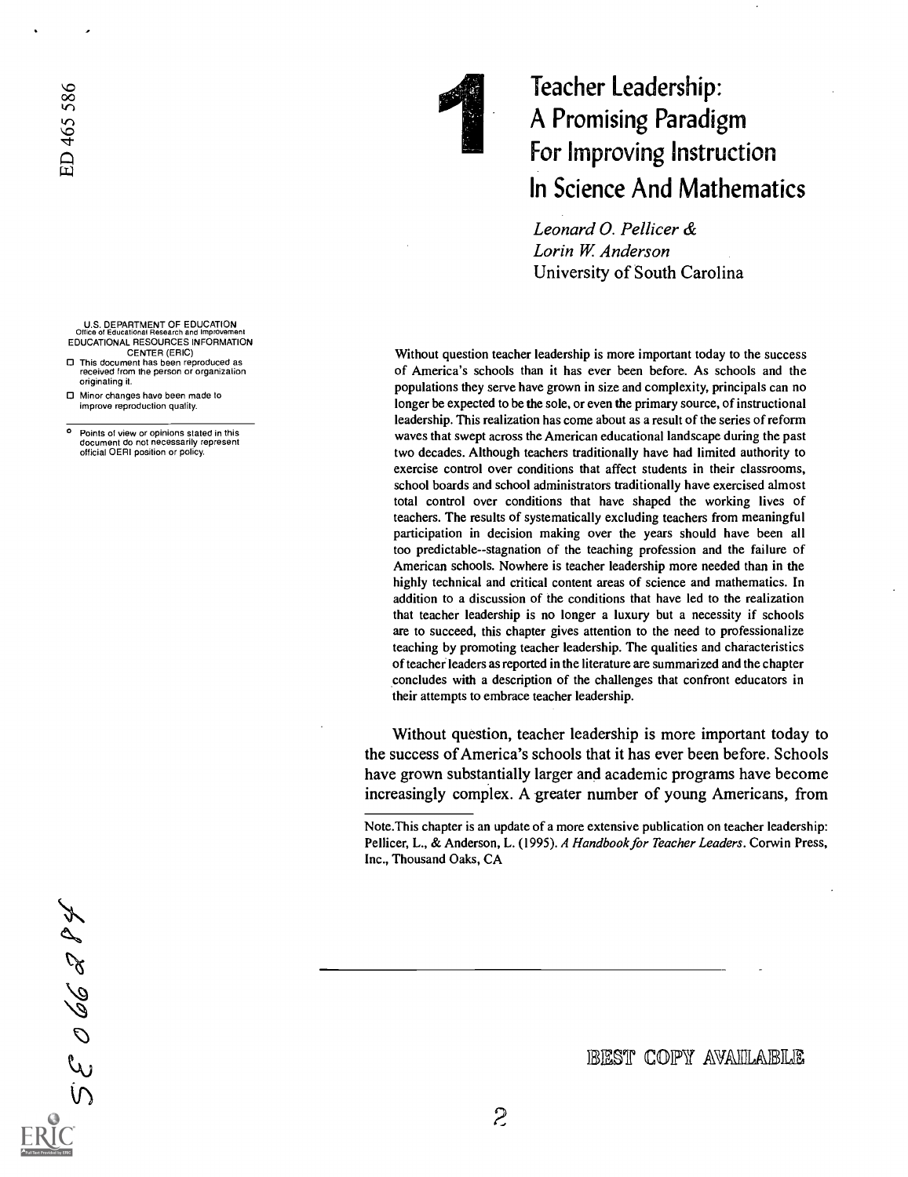# 1 Teacher Leadership: A Promising Paradigm For Improving Instruction In Science And Mathematics

*Leonard O. Pellicer &*
*Lorin W. Anderson*
University of South Carolina

Without question teacher leadership is more important today to the success of America's schools than it has ever been before. As schools and the populations they serve have grown in size and complexity, principals can no longer be expected to be the sole, or even the primary source, of instructional leadership. This realization has come about as a result of the series of reform waves that swept across the American educational landscape during the past two decades. Although teachers traditionally have had limited authority to exercise control over conditions that affect students in their classrooms, school boards and school administrators traditionally have exercised almost total control over conditions that have shaped the working lives of teachers. The results of systematically excluding teachers from meaningful participation in decision making over the years should have been all too predictable--stagnation of the teaching profession and the failure of American schools. Nowhere is teacher leadership more needed than in the highly technical and critical content areas of science and mathematics. In addition to a discussion of the conditions that have led to the realization that teacher leadership is no longer a luxury but a necessity if schools are to succeed, this chapter gives attention to the need to professionalize teaching by promoting teacher leadership. The qualities and characteristics of teacher leaders as reported in the literature are summarized and the chapter concludes with a description of the challenges that confront educators in their attempts to embrace teacher leadership.

Without question, teacher leadership is more important today to the success of America's schools that it has ever been before. Schools have grown substantially larger and academic programs have become increasingly complex. A greater number of young Americans, from

Note.This chapter is an update of a more extensive publication on teacher leadership: Pellicer, L., & Anderson, L. (1995). *A Handbook for Teacher Leaders*. Corwin Press, Inc., Thousand Oaks, CA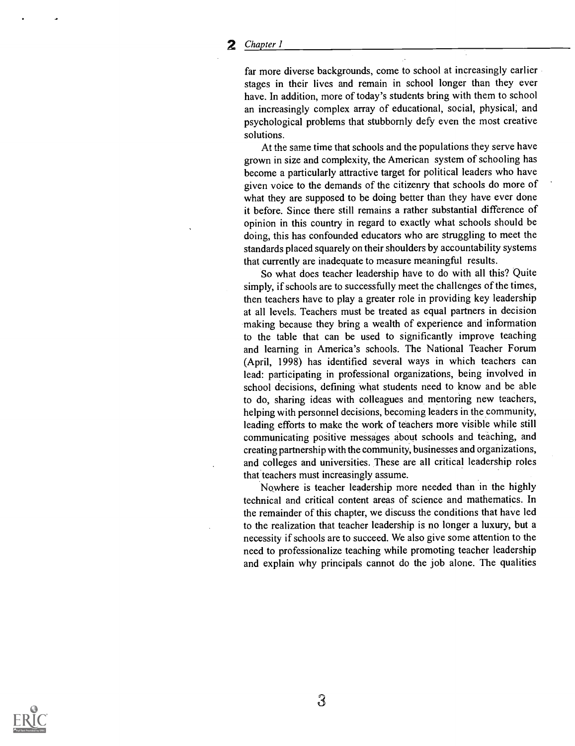far more diverse backgrounds, come to school at increasingly earlier stages in their lives and remain in school longer than they ever have. In addition, more of today's students bring with them to school an increasingly complex array of educational, social, physical, and psychological problems that stubbornly defy even the most creative solutions.

At the same time that schools and the populations they serve have grown in size and complexity, the American system of schooling has become a particularly attractive target for political leaders who have given voice to the demands of the citizenry that schools do more of what they are supposed to be doing better than they have ever done it before. Since there still remains a rather substantial difference of opinion in this country in regard to exactly what schools should be doing, this has confounded educators who are struggling to meet the standards placed squarely on their shoulders by accountability systems that currently are inadequate to measure meaningful results.

So what does teacher leadership have to do with all this? Quite simply, if schools are to successfully meet the challenges of the times, then teachers have to play a greater role in providing key leadership at all levels. Teachers must be treated as equal partners in decision making because they bring a wealth of experience and information to the table that can be used to significantly improve teaching and learning in America's schools. The National Teacher Forum (April, 1998) has identified several ways in which teachers can lead: participating in professional organizations, being involved in school decisions, defining what students need to know and be able to do, sharing ideas with colleagues and mentoring new teachers, helping with personnel decisions, becoming leaders in the community, leading efforts to make the work of teachers more visible while still communicating positive messages about schools and teaching, and creating partnership with the community, businesses and organizations, and colleges and universities. These are all critical leadership roles that teachers must increasingly assume.

Nowhere is teacher leadership more needed than in the highly technical and critical content areas of science and mathematics. In the remainder of this chapter, we discuss the conditions that have led to the realization that teacher leadership is no longer a luxury, but a necessity if schools are to succeed. We also give some attention to the need to professionalize teaching while promoting teacher leadership and explain why principals cannot do the job alone. The qualities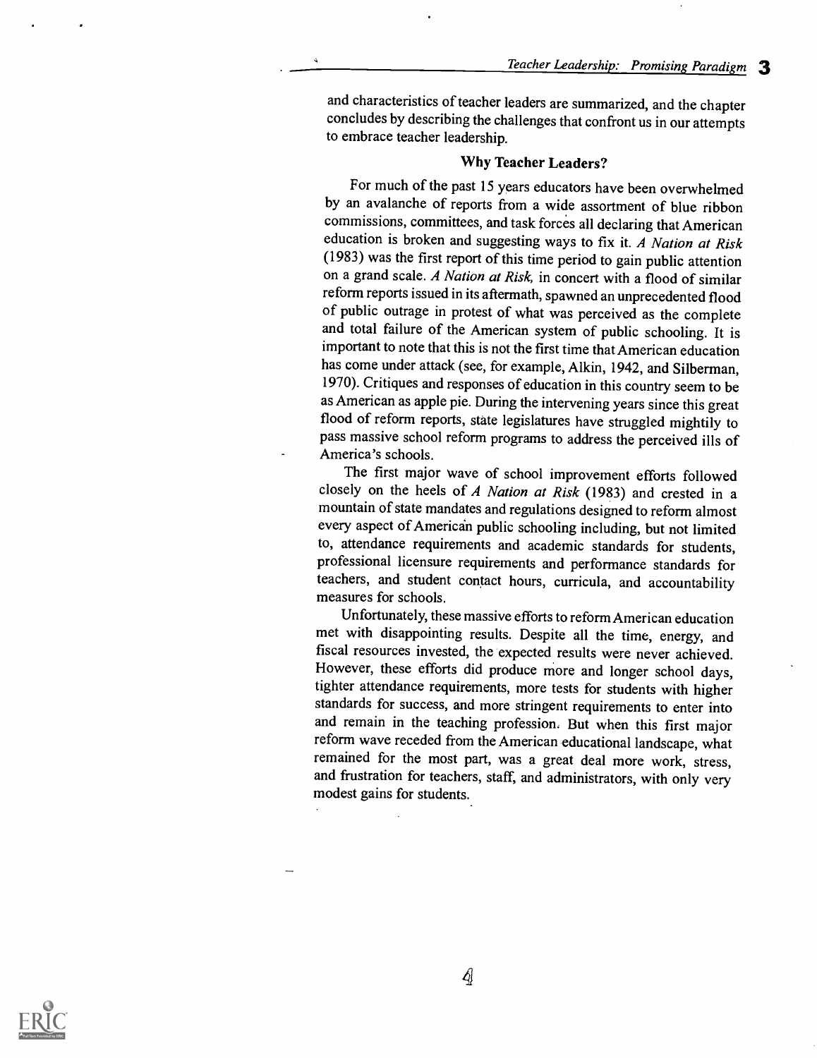and characteristics of teacher leaders are summarized, and the chapter concludes by describing the challenges that confront us in our attempts to embrace teacher leadership.

### Why Teacher Leaders?

For much of the past 15 years educators have been overwhelmed by an avalanche of reports from a wide assortment of blue ribbon commissions, committees, and task forces all declaring that American education is broken and suggesting ways to fix it. *A Nation at Risk* (1983) was the first report of this time period to gain public attention on a grand scale. *A Nation at Risk,* in concert with a flood of similar reform reports issued in its aftermath, spawned an unprecedented flood of public outrage in protest of what was perceived as the complete and total failure of the American system of public schooling. It is important to note that this is not the first time that American education has come under attack (see, for example, Alkin, 1942, and Silberman, 1970). Critiques and responses of education in this country seem to be as American as apple pie. During the intervening years since this great flood of reform reports, state legislatures have struggled mightily to pass massive school reform programs to address the perceived ills of America's schools.

The first major wave of school improvement efforts followed closely on the heels of *A Nation at Risk* (1983) and crested in a mountain of state mandates and regulations designed to reform almost every aspect of American public schooling including, but not limited to, attendance requirements and academic standards for students, professional licensure requirements and performance standards for teachers, and student contact hours, curricula, and accountability measures for schools.

Unfortunately, these massive efforts to reform American education met with disappointing results. Despite all the time, energy, and fiscal resources invested, the expected results were never achieved. However, these efforts did produce more and longer school days, tighter attendance requirements, more tests for students with higher standards for success, and more stringent requirements to enter into and remain in the teaching profession. But when this first major reform wave receded from the American educational landscape, what remained for the most part, was a great deal more work, stress, and frustration for teachers, staff, and administrators, with only very modest gains for students.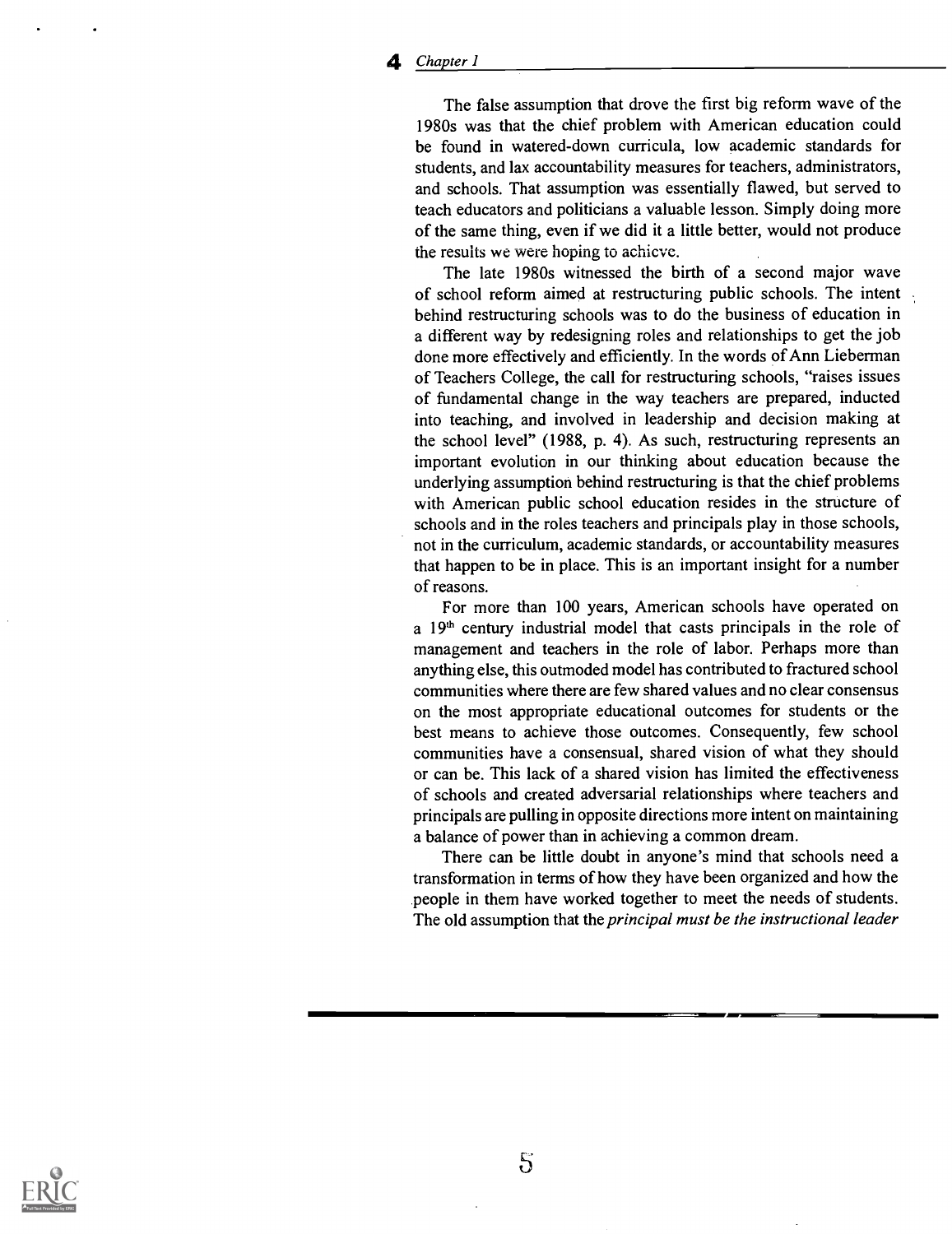The false assumption that drove the first big reform wave of the 1980s was that the chief problem with American education could be found in watered-down curricula, low academic standards for students, and lax accountability measures for teachers, administrators, and schools. That assumption was essentially flawed, but served to teach educators and politicians a valuable lesson. Simply doing more of the same thing, even if we did it a little better, would not produce the results we were hoping to achieve.

The late 1980s witnessed the birth of a second major wave of school reform aimed at restructuring public schools. The intent behind restructuring schools was to do the business of education in a different way by redesigning roles and relationships to get the job done more effectively and efficiently. In the words of Ann Lieberman of Teachers College, the call for restructuring schools, "raises issues of fundamental change in the way teachers are prepared, inducted into teaching, and involved in leadership and decision making at the school level" (1988, p. 4). As such, restructuring represents an important evolution in our thinking about education because the underlying assumption behind restructuring is that the chief problems with American public school education resides in the structure of schools and in the roles teachers and principals play in those schools, not in the curriculum, academic standards, or accountability measures that happen to be in place. This is an important insight for a number of reasons.

For more than 100 years, American schools have operated on a 19th century industrial model that casts principals in the role of management and teachers in the role of labor. Perhaps more than anything else, this outmoded model has contributed to fractured school communities where there are few shared values and no clear consensus on the most appropriate educational outcomes for students or the best means to achieve those outcomes. Consequently, few school communities have a consensual, shared vision of what they should or can be. This lack of a shared vision has limited the effectiveness of schools and created adversarial relationships where teachers and principals are pulling in opposite directions more intent on maintaining a balance of power than in achieving a common dream.

There can be little doubt in anyone's mind that schools need a transformation in terms of how they have been organized and how the people in them have worked together to meet the needs of students. The old assumption that the *principal must be the instructional leader*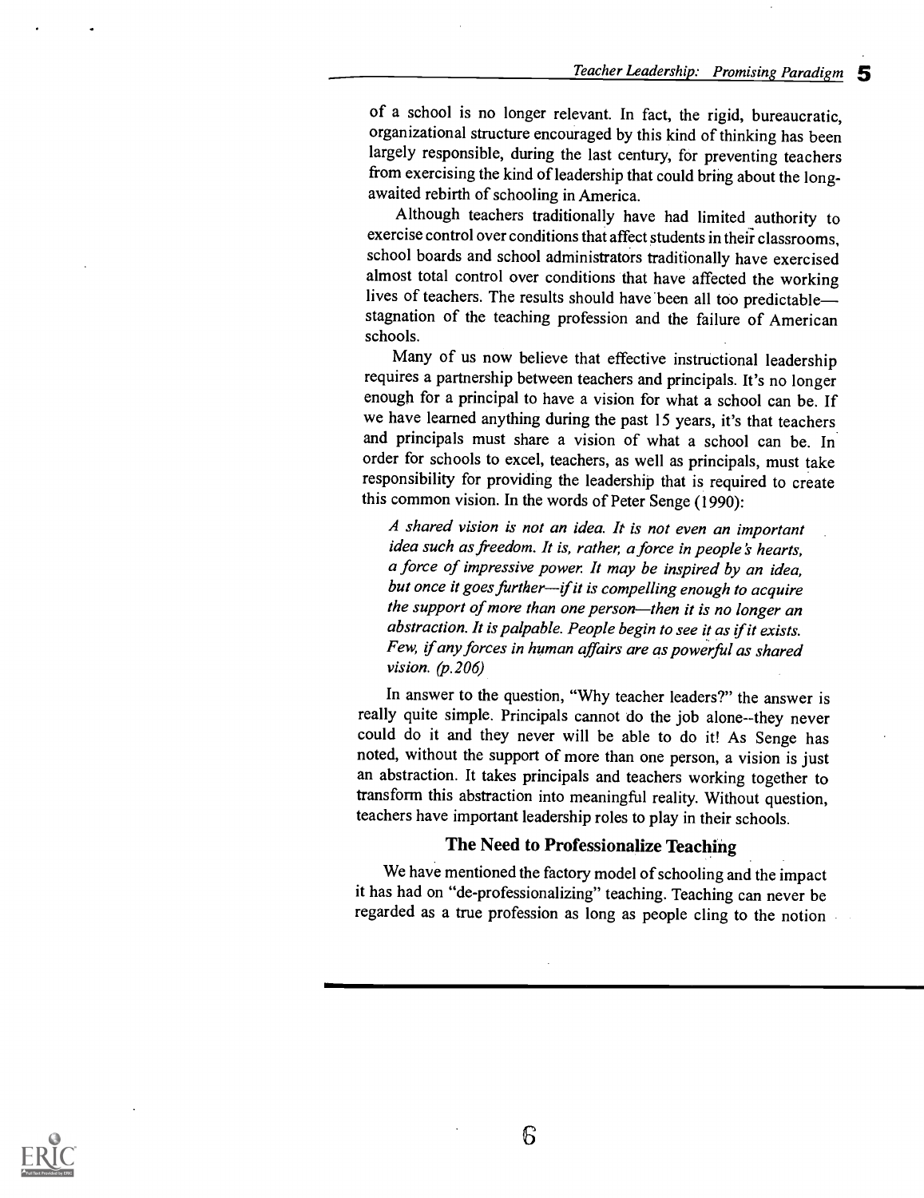of a school is no longer relevant. In fact, the rigid, bureaucratic, organizational structure encouraged by this kind of thinking has been largely responsible, during the last century, for preventing teachers from exercising the kind of leadership that could bring about the long-awaited rebirth of schooling in America.

Although teachers traditionally have had limited authority to exercise control over conditions that affect students in their classrooms, school boards and school administrators traditionally have exercised almost total control over conditions that have affected the working lives of teachers. The results should have been all too predictable—stagnation of the teaching profession and the failure of American schools.

Many of us now believe that effective instructional leadership requires a partnership between teachers and principals. It's no longer enough for a principal to have a vision for what a school can be. If we have learned anything during the past 15 years, it's that teachers and principals must share a vision of what a school can be. In order for schools to excel, teachers, as well as principals, must take responsibility for providing the leadership that is required to create this common vision. In the words of Peter Senge (1990):

> *A shared vision is not an idea. It is not even an important idea such as freedom. It is, rather, a force in people's hearts, a force of impressive power. It may be inspired by an idea, but once it goes further—if it is compelling enough to acquire the support of more than one person—then it is no longer an abstraction. It is palpable. People begin to see it as if it exists. Few, if any forces in human affairs are as powerful as shared vision. (p.206)*

In answer to the question, "Why teacher leaders?" the answer is really quite simple. Principals cannot do the job alone--they never could do it and they never will be able to do it! As Senge has noted, without the support of more than one person, a vision is just an abstraction. It takes principals and teachers working together to transform this abstraction into meaningful reality. Without question, teachers have important leadership roles to play in their schools.

### The Need to Professionalize Teaching

We have mentioned the factory model of schooling and the impact it has had on "de-professionalizing" teaching. Teaching can never be regarded as a true profession as long as people cling to the notion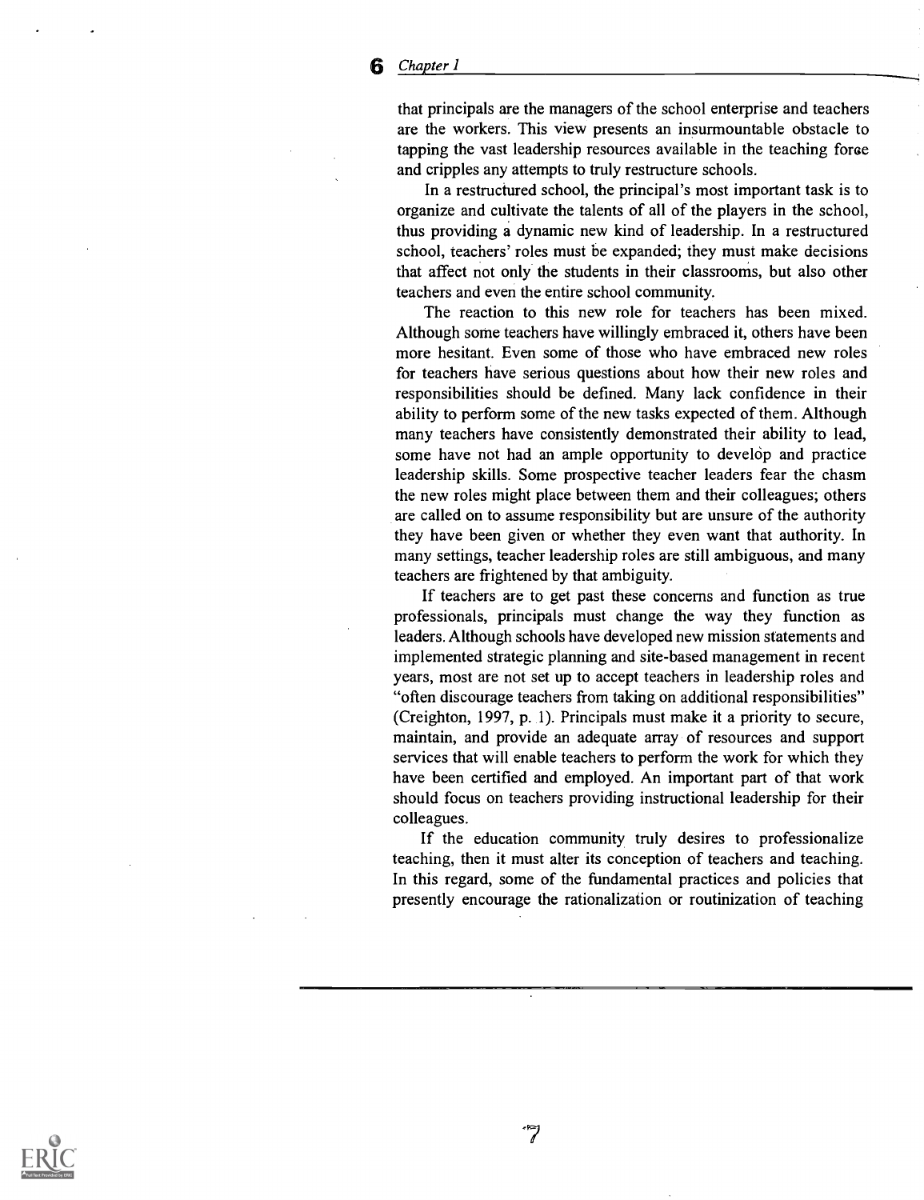that principals are the managers of the school enterprise and teachers are the workers. This view presents an insurmountable obstacle to tapping the vast leadership resources available in the teaching force and cripples any attempts to truly restructure schools.

In a restructured school, the principal's most important task is to organize and cultivate the talents of all of the players in the school, thus providing a dynamic new kind of leadership. In a restructured school, teachers' roles must be expanded; they must make decisions that affect not only the students in their classrooms, but also other teachers and even the entire school community.

The reaction to this new role for teachers has been mixed. Although some teachers have willingly embraced it, others have been more hesitant. Even some of those who have embraced new roles for teachers have serious questions about how their new roles and responsibilities should be defined. Many lack confidence in their ability to perform some of the new tasks expected of them. Although many teachers have consistently demonstrated their ability to lead, some have not had an ample opportunity to develop and practice leadership skills. Some prospective teacher leaders fear the chasm the new roles might place between them and their colleagues; others are called on to assume responsibility but are unsure of the authority they have been given or whether they even want that authority. In many settings, teacher leadership roles are still ambiguous, and many teachers are frightened by that ambiguity.

If teachers are to get past these concerns and function as true professionals, principals must change the way they function as leaders. Although schools have developed new mission statements and implemented strategic planning and site-based management in recent years, most are not set up to accept teachers in leadership roles and "often discourage teachers from taking on additional responsibilities" (Creighton, 1997, p. 1). Principals must make it a priority to secure, maintain, and provide an adequate array of resources and support services that will enable teachers to perform the work for which they have been certified and employed. An important part of that work should focus on teachers providing instructional leadership for their colleagues.

If the education community truly desires to professionalize teaching, then it must alter its conception of teachers and teaching. In this regard, some of the fundamental practices and policies that presently encourage the rationalization or routinization of teaching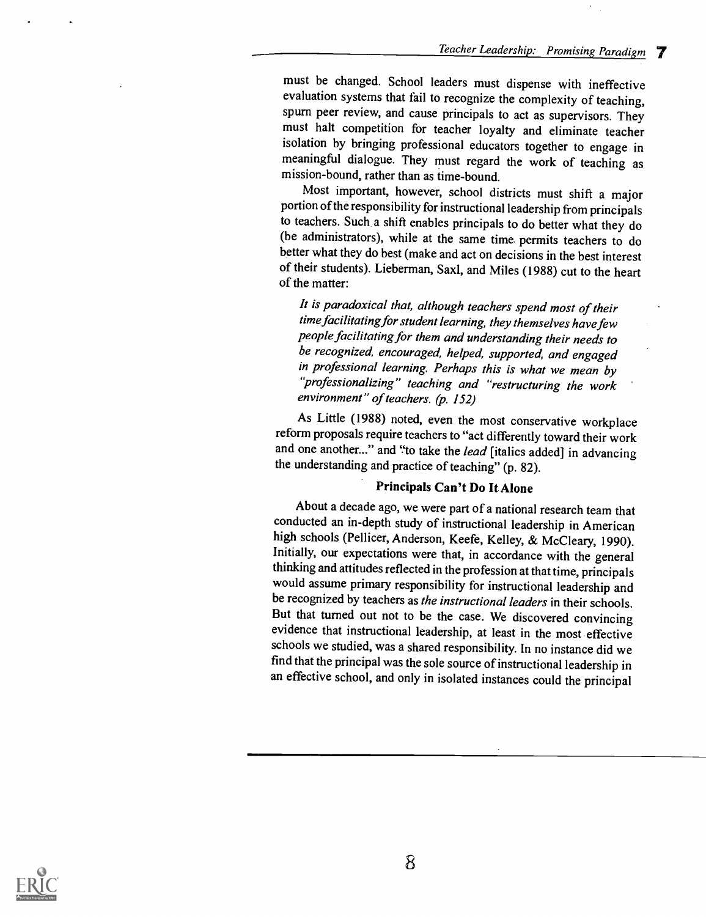must be changed. School leaders must dispense with ineffective evaluation systems that fail to recognize the complexity of teaching, spurn peer review, and cause principals to act as supervisors. They must halt competition for teacher loyalty and eliminate teacher isolation by bringing professional educators together to engage in meaningful dialogue. They must regard the work of teaching as mission-bound, rather than as time-bound.

Most important, however, school districts must shift a major portion of the responsibility for instructional leadership from principals to teachers. Such a shift enables principals to do better what they do (be administrators), while at the same time permits teachers to do better what they do best (make and act on decisions in the best interest of their students). Lieberman, Saxl, and Miles (1988) cut to the heart of the matter:

> *It is paradoxical that, although teachers spend most of their time facilitating for student learning, they themselves have few people facilitating for them and understanding their needs to be recognized, encouraged, helped, supported, and engaged in professional learning. Perhaps this is what we mean by "professionalizing" teaching and "restructuring the work environment" of teachers. (p. 152)*

As Little (1988) noted, even the most conservative workplace reform proposals require teachers to "act differently toward their work and one another..." and "to take the *lead* [italics added] in advancing the understanding and practice of teaching" (p. 82).

### Principals Can't Do It Alone

About a decade ago, we were part of a national research team that conducted an in-depth study of instructional leadership in American high schools (Pellicer, Anderson, Keefe, Kelley, & McCleary, 1990). Initially, our expectations were that, in accordance with the general thinking and attitudes reflected in the profession at that time, principals would assume primary responsibility for instructional leadership and be recognized by teachers as *the instructional leaders* in their schools. But that turned out not to be the case. We discovered convincing evidence that instructional leadership, at least in the most effective schools we studied, was a shared responsibility. In no instance did we find that the principal was the sole source of instructional leadership in an effective school, and only in isolated instances could the principal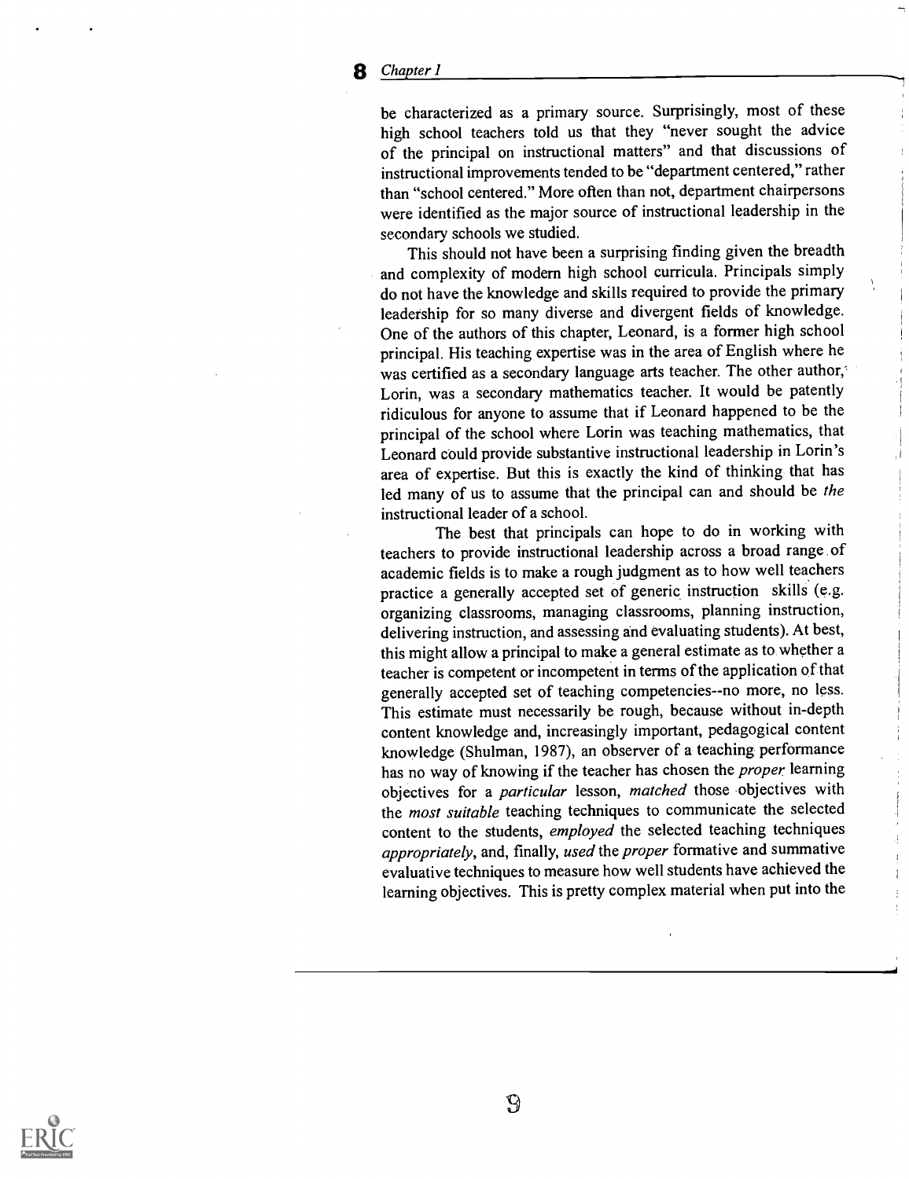be characterized as a primary source. Surprisingly, most of these high school teachers told us that they "never sought the advice of the principal on instructional matters" and that discussions of instructional improvements tended to be "department centered," rather than "school centered." More often than not, department chairpersons were identified as the major source of instructional leadership in the secondary schools we studied.

This should not have been a surprising finding given the breadth and complexity of modern high school curricula. Principals simply do not have the knowledge and skills required to provide the primary leadership for so many diverse and divergent fields of knowledge. One of the authors of this chapter, Leonard, is a former high school principal. His teaching expertise was in the area of English where he was certified as a secondary language arts teacher. The other author, Lorin, was a secondary mathematics teacher. It would be patently ridiculous for anyone to assume that if Leonard happened to be the principal of the school where Lorin was teaching mathematics, that Leonard could provide substantive instructional leadership in Lorin's area of expertise. But this is exactly the kind of thinking that has led many of us to assume that the principal can and should be *the* instructional leader of a school.

The best that principals can hope to do in working with teachers to provide instructional leadership across a broad range of academic fields is to make a rough judgment as to how well teachers practice a generally accepted set of generic instruction skills (e.g. organizing classrooms, managing classrooms, planning instruction, delivering instruction, and assessing and evaluating students). At best, this might allow a principal to make a general estimate as to whether a teacher is competent or incompetent in terms of the application of that generally accepted set of teaching competencies--no more, no less. This estimate must necessarily be rough, because without in-depth content knowledge and, increasingly important, pedagogical content knowledge (Shulman, 1987), an observer of a teaching performance has no way of knowing if the teacher has chosen the *proper* learning objectives for a *particular* lesson, *matched* those objectives with the *most suitable* teaching techniques to communicate the selected content to the students, *employed* the selected teaching techniques *appropriately*, and, finally, *used* the *proper* formative and summative evaluative techniques to measure how well students have achieved the learning objectives. This is pretty complex material when put into the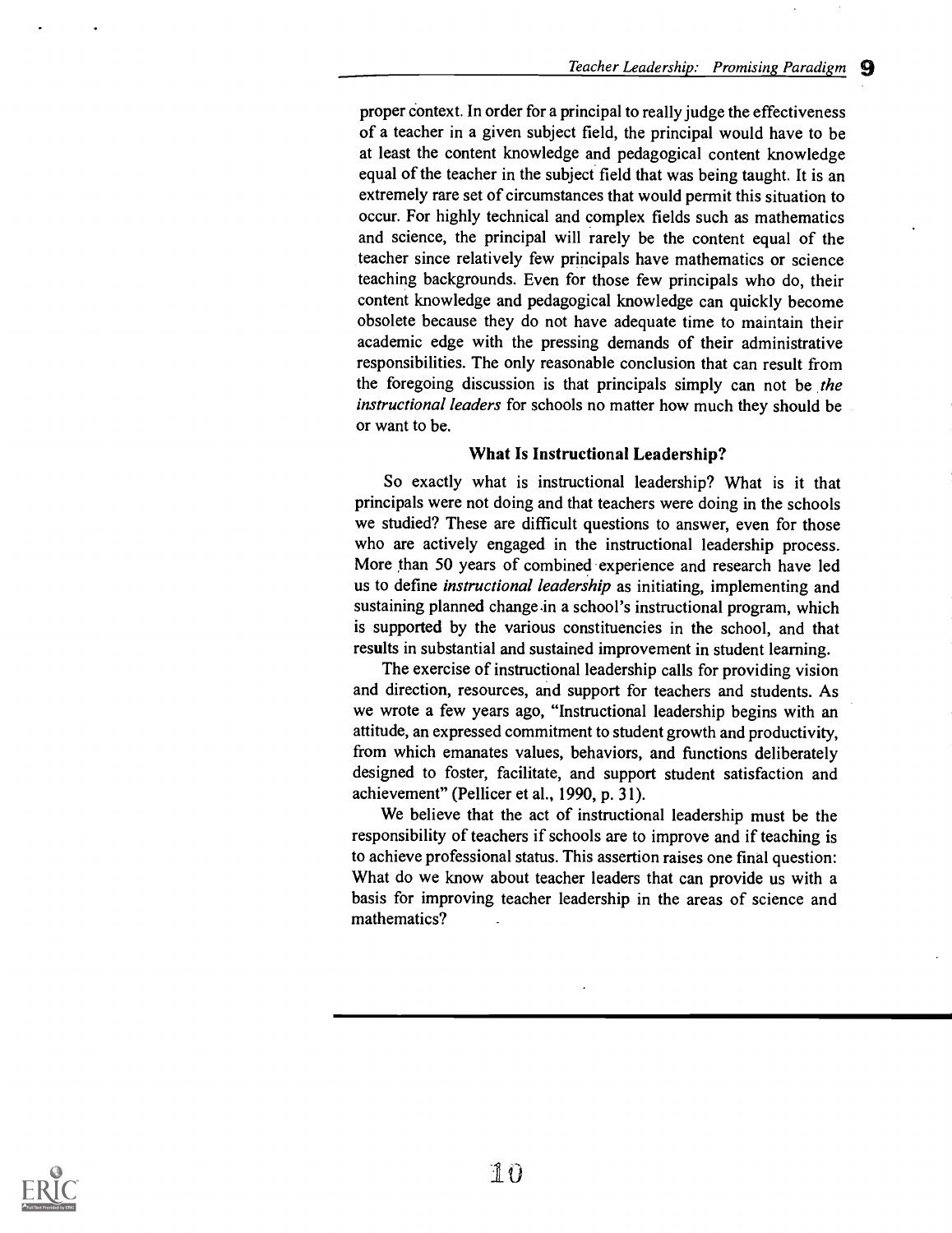proper context. In order for a principal to really judge the effectiveness of a teacher in a given subject field, the principal would have to be at least the content knowledge and pedagogical content knowledge equal of the teacher in the subject field that was being taught. It is an extremely rare set of circumstances that would permit this situation to occur. For highly technical and complex fields such as mathematics and science, the principal will rarely be the content equal of the teacher since relatively few principals have mathematics or science teaching backgrounds. Even for those few principals who do, their content knowledge and pedagogical knowledge can quickly become obsolete because they do not have adequate time to maintain their academic edge with the pressing demands of their administrative responsibilities. The only reasonable conclusion that can result from the foregoing discussion is that principals simply can not be *the instructional leaders* for schools no matter how much they should be or want to be.

### What Is Instructional Leadership?

So exactly what is instructional leadership? What is it that principals were not doing and that teachers were doing in the schools we studied? These are difficult questions to answer, even for those who are actively engaged in the instructional leadership process. More than 50 years of combined experience and research have led us to define *instructional leadership* as initiating, implementing and sustaining planned change in a school's instructional program, which is supported by the various constituencies in the school, and that results in substantial and sustained improvement in student learning.

The exercise of instructional leadership calls for providing vision and direction, resources, and support for teachers and students. As we wrote a few years ago, "Instructional leadership begins with an attitude, an expressed commitment to student growth and productivity, from which emanates values, behaviors, and functions deliberately designed to foster, facilitate, and support student satisfaction and achievement" (Pellicer et al., 1990, p. 31).

We believe that the act of instructional leadership must be the responsibility of teachers if schools are to improve and if teaching is to achieve professional status. This assertion raises one final question: What do we know about teacher leaders that can provide us with a basis for improving teacher leadership in the areas of science and mathematics?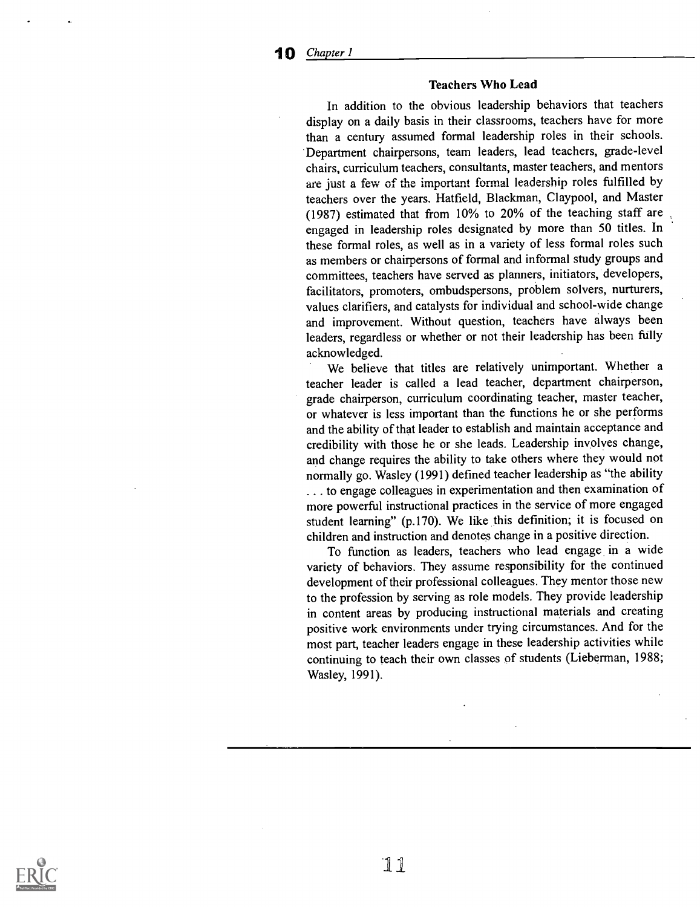### Teachers Who Lead

In addition to the obvious leadership behaviors that teachers display on a daily basis in their classrooms, teachers have for more than a century assumed formal leadership roles in their schools. Department chairpersons, team leaders, lead teachers, grade-level chairs, curriculum teachers, consultants, master teachers, and mentors are just a few of the important formal leadership roles fulfilled by teachers over the years. Hatfield, Blackman, Claypool, and Master (1987) estimated that from 10% to 20% of the teaching staff are engaged in leadership roles designated by more than 50 titles. In these formal roles, as well as in a variety of less formal roles such as members or chairpersons of formal and informal study groups and committees, teachers have served as planners, initiators, developers, facilitators, promoters, ombudspersons, problem solvers, nurturers, values clarifiers, and catalysts for individual and school-wide change and improvement. Without question, teachers have always been leaders, regardless or whether or not their leadership has been fully acknowledged.

We believe that titles are relatively unimportant. Whether a teacher leader is called a lead teacher, department chairperson, grade chairperson, curriculum coordinating teacher, master teacher, or whatever is less important than the functions he or she performs and the ability of that leader to establish and maintain acceptance and credibility with those he or she leads. Leadership involves change, and change requires the ability to take others where they would not normally go. Wasley (1991) defined teacher leadership as "the ability . . . to engage colleagues in experimentation and then examination of more powerful instructional practices in the service of more engaged student learning" (p.170). We like this definition; it is focused on children and instruction and denotes change in a positive direction.

To function as leaders, teachers who lead engage in a wide variety of behaviors. They assume responsibility for the continued development of their professional colleagues. They mentor those new to the profession by serving as role models. They provide leadership in content areas by producing instructional materials and creating positive work environments under trying circumstances. And for the most part, teacher leaders engage in these leadership activities while continuing to teach their own classes of students (Lieberman, 1988; Wasley, 1991).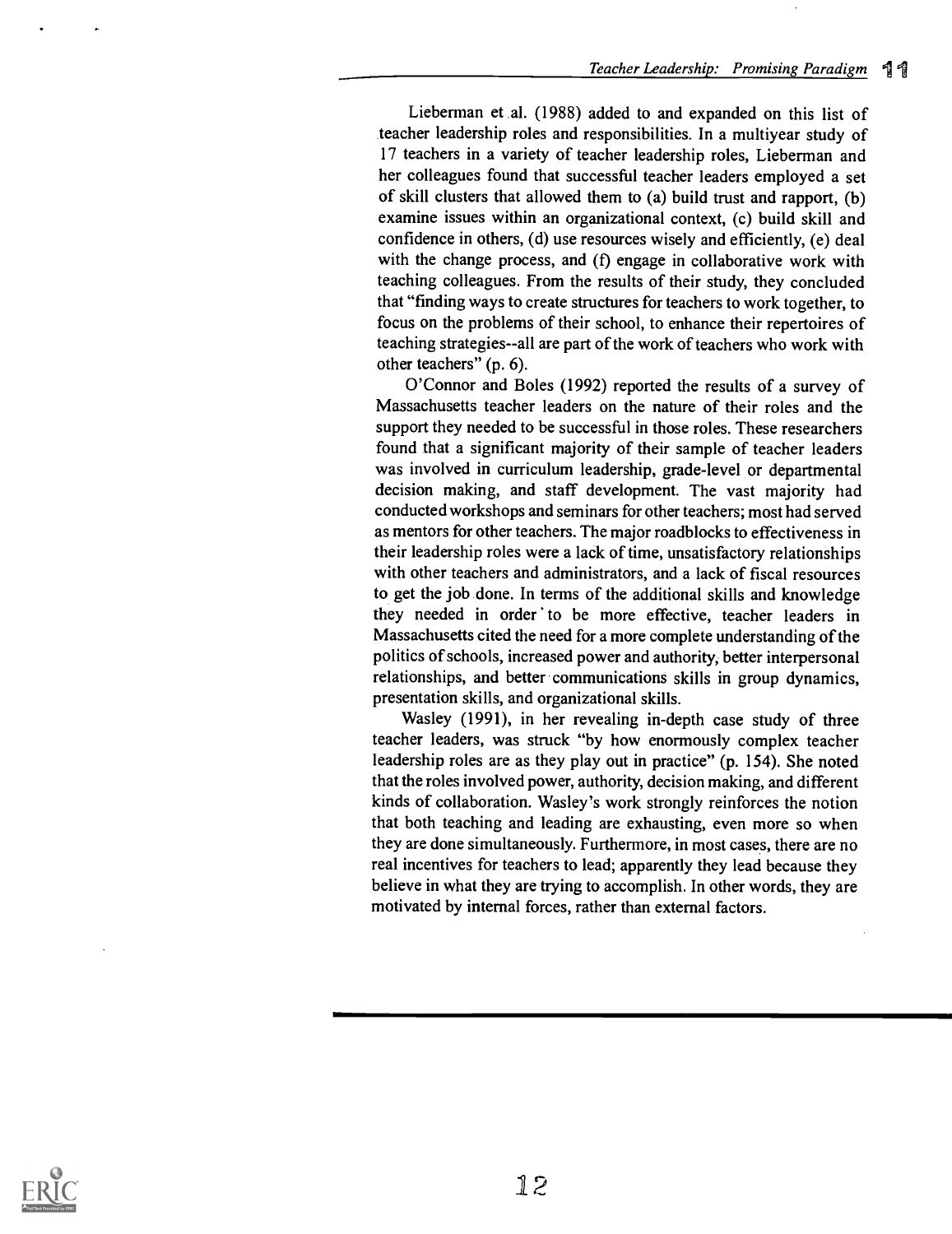Lieberman et al. (1988) added to and expanded on this list of teacher leadership roles and responsibilities. In a multiyear study of 17 teachers in a variety of teacher leadership roles, Lieberman and her colleagues found that successful teacher leaders employed a set of skill clusters that allowed them to (a) build trust and rapport, (b) examine issues within an organizational context, (c) build skill and confidence in others, (d) use resources wisely and efficiently, (e) deal with the change process, and (f) engage in collaborative work with teaching colleagues. From the results of their study, they concluded that "finding ways to create structures for teachers to work together, to focus on the problems of their school, to enhance their repertoires of teaching strategies--all are part of the work of teachers who work with other teachers" (p. 6).

O'Connor and Boles (1992) reported the results of a survey of Massachusetts teacher leaders on the nature of their roles and the support they needed to be successful in those roles. These researchers found that a significant majority of their sample of teacher leaders was involved in curriculum leadership, grade-level or departmental decision making, and staff development. The vast majority had conducted workshops and seminars for other teachers; most had served as mentors for other teachers. The major roadblocks to effectiveness in their leadership roles were a lack of time, unsatisfactory relationships with other teachers and administrators, and a lack of fiscal resources to get the job done. In terms of the additional skills and knowledge they needed in order to be more effective, teacher leaders in Massachusetts cited the need for a more complete understanding of the politics of schools, increased power and authority, better interpersonal relationships, and better communications skills in group dynamics, presentation skills, and organizational skills.

Wasley (1991), in her revealing in-depth case study of three teacher leaders, was struck "by how enormously complex teacher leadership roles are as they play out in practice" (p. 154). She noted that the roles involved power, authority, decision making, and different kinds of collaboration. Wasley's work strongly reinforces the notion that both teaching and leading are exhausting, even more so when they are done simultaneously. Furthermore, in most cases, there are no real incentives for teachers to lead; apparently they lead because they believe in what they are trying to accomplish. In other words, they are motivated by internal forces, rather than external factors.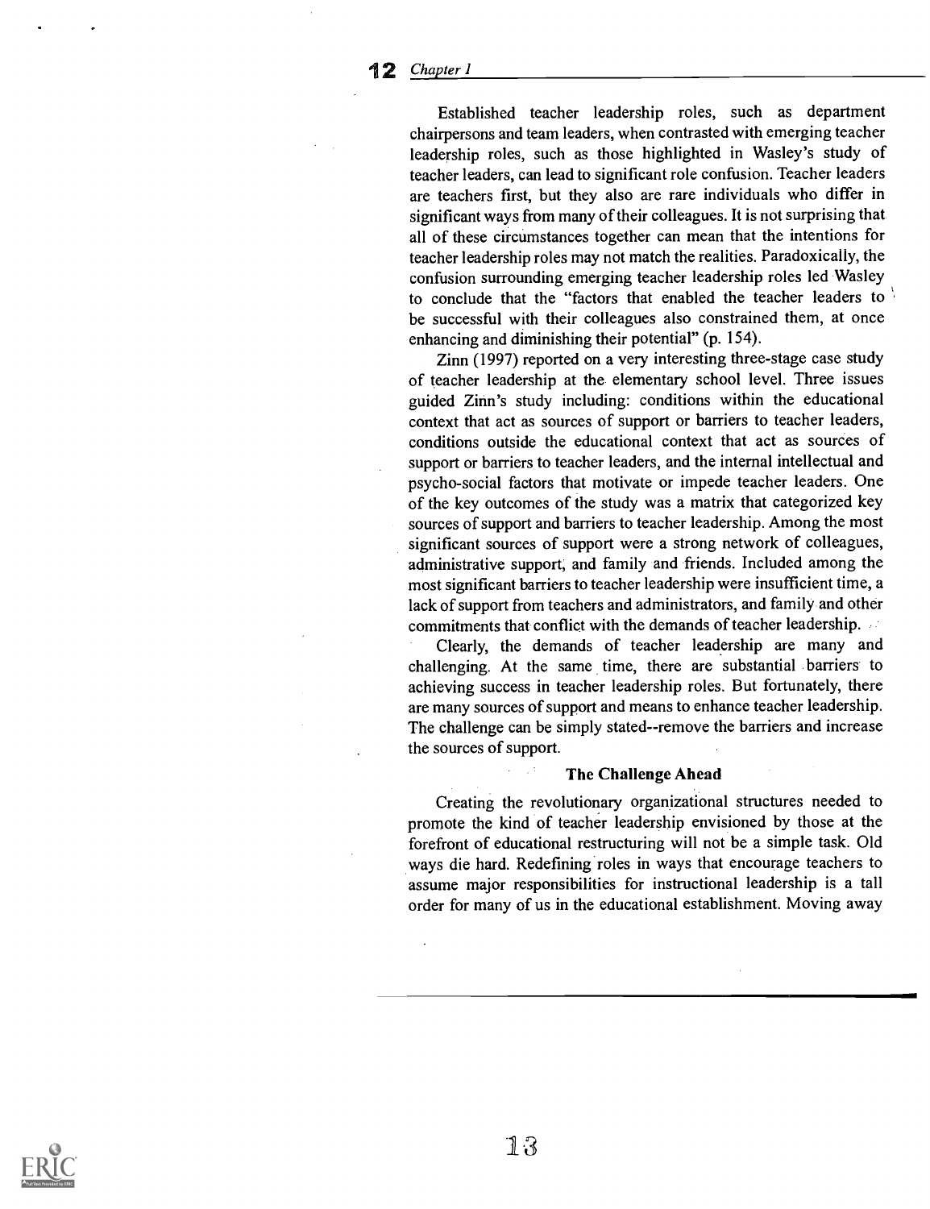Established teacher leadership roles, such as department chairpersons and team leaders, when contrasted with emerging teacher leadership roles, such as those highlighted in Wasley's study of teacher leaders, can lead to significant role confusion. Teacher leaders are teachers first, but they also are rare individuals who differ in significant ways from many of their colleagues. It is not surprising that all of these circumstances together can mean that the intentions for teacher leadership roles may not match the realities. Paradoxically, the confusion surrounding emerging teacher leadership roles led Wasley to conclude that the "factors that enabled the teacher leaders to be successful with their colleagues also constrained them, at once enhancing and diminishing their potential" (p. 154).

Zinn (1997) reported on a very interesting three-stage case study of teacher leadership at the elementary school level. Three issues guided Zinn's study including: conditions within the educational context that act as sources of support or barriers to teacher leaders, conditions outside the educational context that act as sources of support or barriers to teacher leaders, and the internal intellectual and psycho-social factors that motivate or impede teacher leaders. One of the key outcomes of the study was a matrix that categorized key sources of support and barriers to teacher leadership. Among the most significant sources of support were a strong network of colleagues, administrative support, and family and friends. Included among the most significant barriers to teacher leadership were insufficient time, a lack of support from teachers and administrators, and family and other commitments that conflict with the demands of teacher leadership.

Clearly, the demands of teacher leadership are many and challenging. At the same time, there are substantial barriers to achieving success in teacher leadership roles. But fortunately, there are many sources of support and means to enhance teacher leadership. The challenge can be simply stated--remove the barriers and increase the sources of support.

### The Challenge Ahead

Creating the revolutionary organizational structures needed to promote the kind of teacher leadership envisioned by those at the forefront of educational restructuring will not be a simple task. Old ways die hard. Redefining roles in ways that encourage teachers to assume major responsibilities for instructional leadership is a tall order for many of us in the educational establishment. Moving away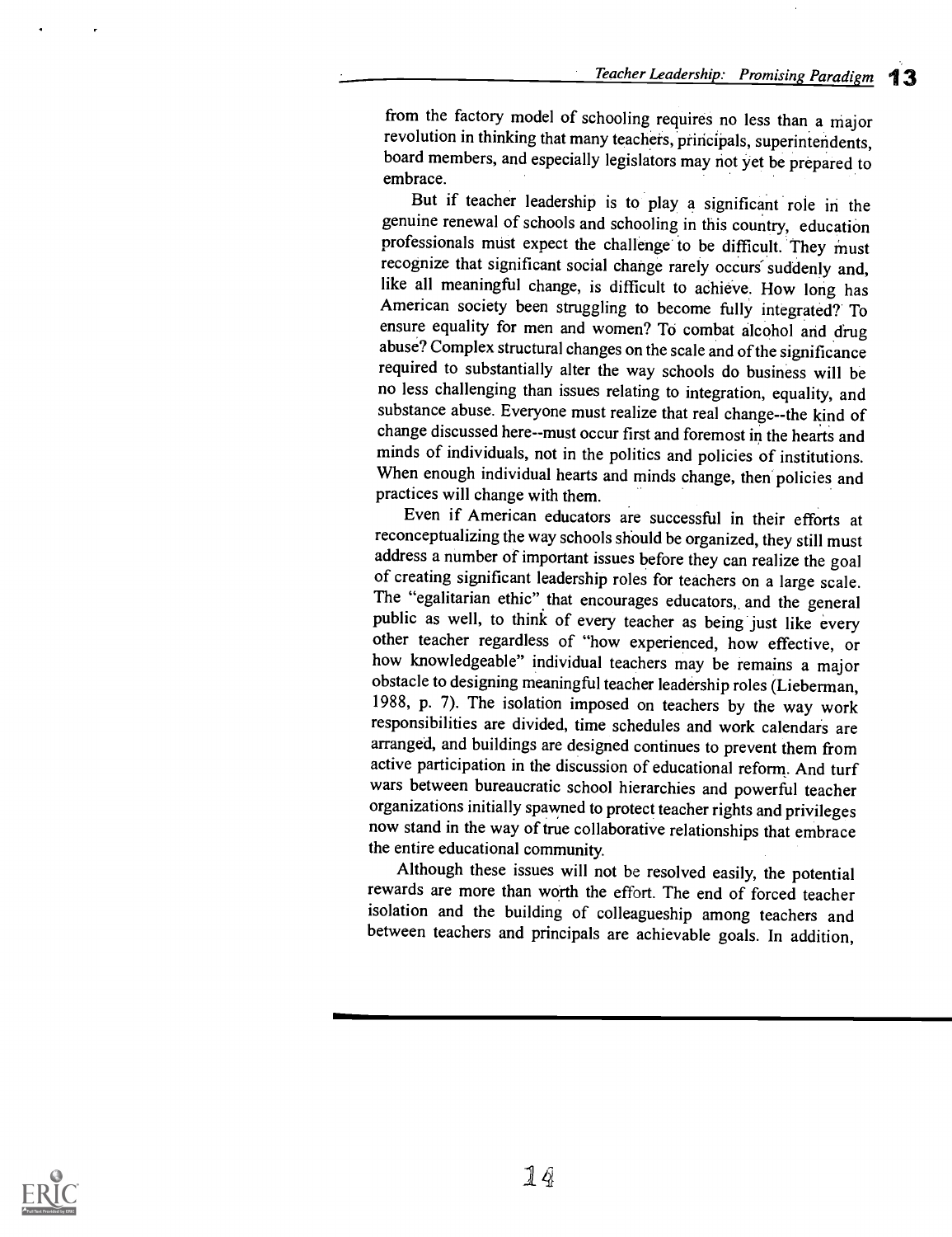from the factory model of schooling requires no less than a major revolution in thinking that many teachers, principals, superintendents, board members, and especially legislators may not yet be prepared to embrace.

But if teacher leadership is to play a significant role in the genuine renewal of schools and schooling in this country, education professionals must expect the challenge to be difficult. They must recognize that significant social change rarely occurs suddenly and, like all meaningful change, is difficult to achieve. How long has American society been struggling to become fully integrated? To ensure equality for men and women? To combat alcohol and drug abuse? Complex structural changes on the scale and of the significance required to substantially alter the way schools do business will be no less challenging than issues relating to integration, equality, and substance abuse. Everyone must realize that real change--the kind of change discussed here--must occur first and foremost in the hearts and minds of individuals, not in the politics and policies of institutions. When enough individual hearts and minds change, then policies and practices will change with them.

Even if American educators are successful in their efforts at reconceptualizing the way schools should be organized, they still must address a number of important issues before they can realize the goal of creating significant leadership roles for teachers on a large scale. The "egalitarian ethic" that encourages educators, and the general public as well, to think of every teacher as being just like every other teacher regardless of "how experienced, how effective, or how knowledgeable" individual teachers may be remains a major obstacle to designing meaningful teacher leadership roles (Lieberman, 1988, p. 7). The isolation imposed on teachers by the way work responsibilities are divided, time schedules and work calendars are arranged, and buildings are designed continues to prevent them from active participation in the discussion of educational reform. And turf wars between bureaucratic school hierarchies and powerful teacher organizations initially spawned to protect teacher rights and privileges now stand in the way of true collaborative relationships that embrace the entire educational community.

Although these issues will not be resolved easily, the potential rewards are more than worth the effort. The end of forced teacher isolation and the building of colleagueship among teachers and between teachers and principals are achievable goals. In addition,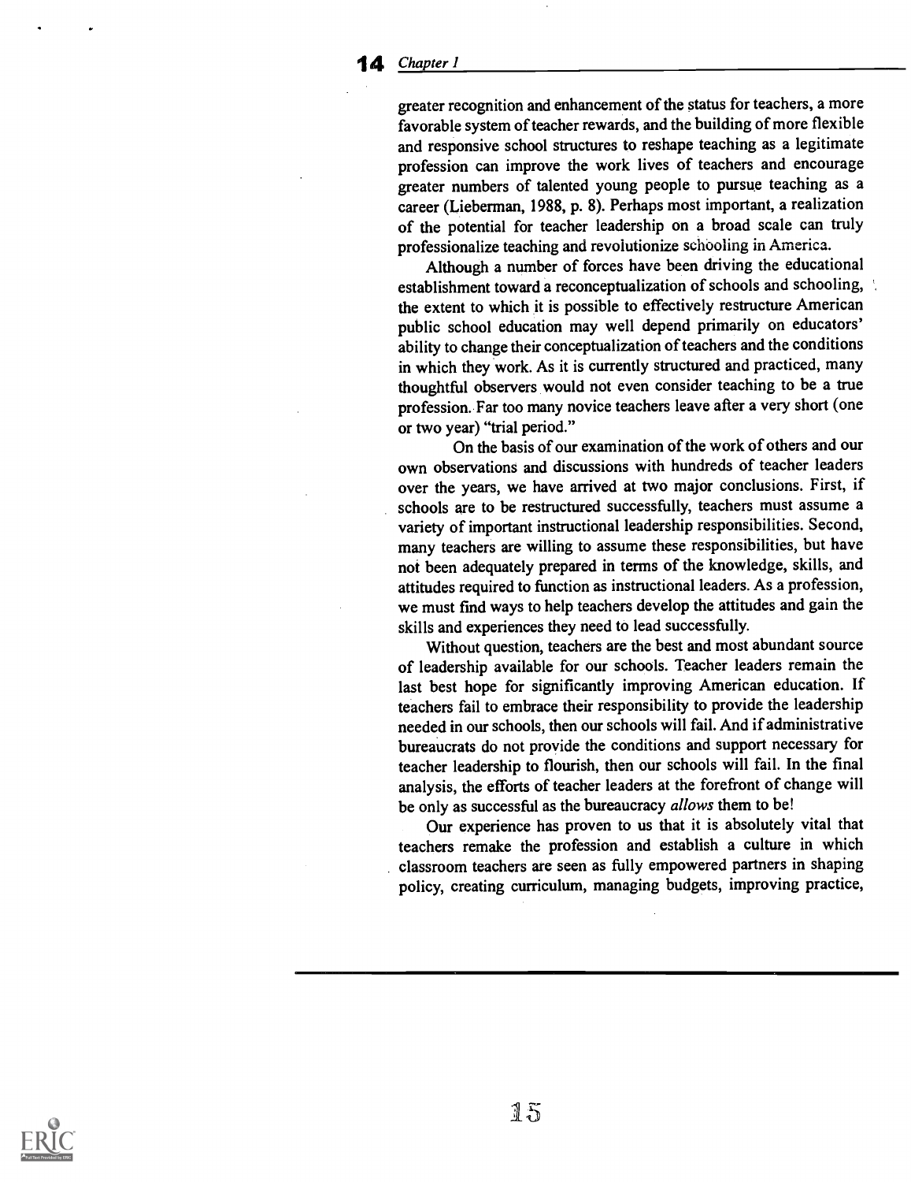greater recognition and enhancement of the status for teachers, a more favorable system of teacher rewards, and the building of more flexible and responsive school structures to reshape teaching as a legitimate profession can improve the work lives of teachers and encourage greater numbers of talented young people to pursue teaching as a career (Lieberman, 1988, p. 8). Perhaps most important, a realization of the potential for teacher leadership on a broad scale can truly professionalize teaching and revolutionize schooling in America.

Although a number of forces have been driving the educational establishment toward a reconceptualization of schools and schooling, the extent to which it is possible to effectively restructure American public school education may well depend primarily on educators' ability to change their conceptualization of teachers and the conditions in which they work. As it is currently structured and practiced, many thoughtful observers would not even consider teaching to be a true profession. Far too many novice teachers leave after a very short (one or two year) "trial period."

On the basis of our examination of the work of others and our own observations and discussions with hundreds of teacher leaders over the years, we have arrived at two major conclusions. First, if schools are to be restructured successfully, teachers must assume a variety of important instructional leadership responsibilities. Second, many teachers are willing to assume these responsibilities, but have not been adequately prepared in terms of the knowledge, skills, and attitudes required to function as instructional leaders. As a profession, we must find ways to help teachers develop the attitudes and gain the skills and experiences they need to lead successfully.

Without question, teachers are the best and most abundant source of leadership available for our schools. Teacher leaders remain the last best hope for significantly improving American education. If teachers fail to embrace their responsibility to provide the leadership needed in our schools, then our schools will fail. And if administrative bureaucrats do not provide the conditions and support necessary for teacher leadership to flourish, then our schools will fail. In the final analysis, the efforts of teacher leaders at the forefront of change will be only as successful as the bureaucracy *allows* them to be!

Our experience has proven to us that it is absolutely vital that teachers remake the profession and establish a culture in which classroom teachers are seen as fully empowered partners in shaping policy, creating curriculum, managing budgets, improving practice,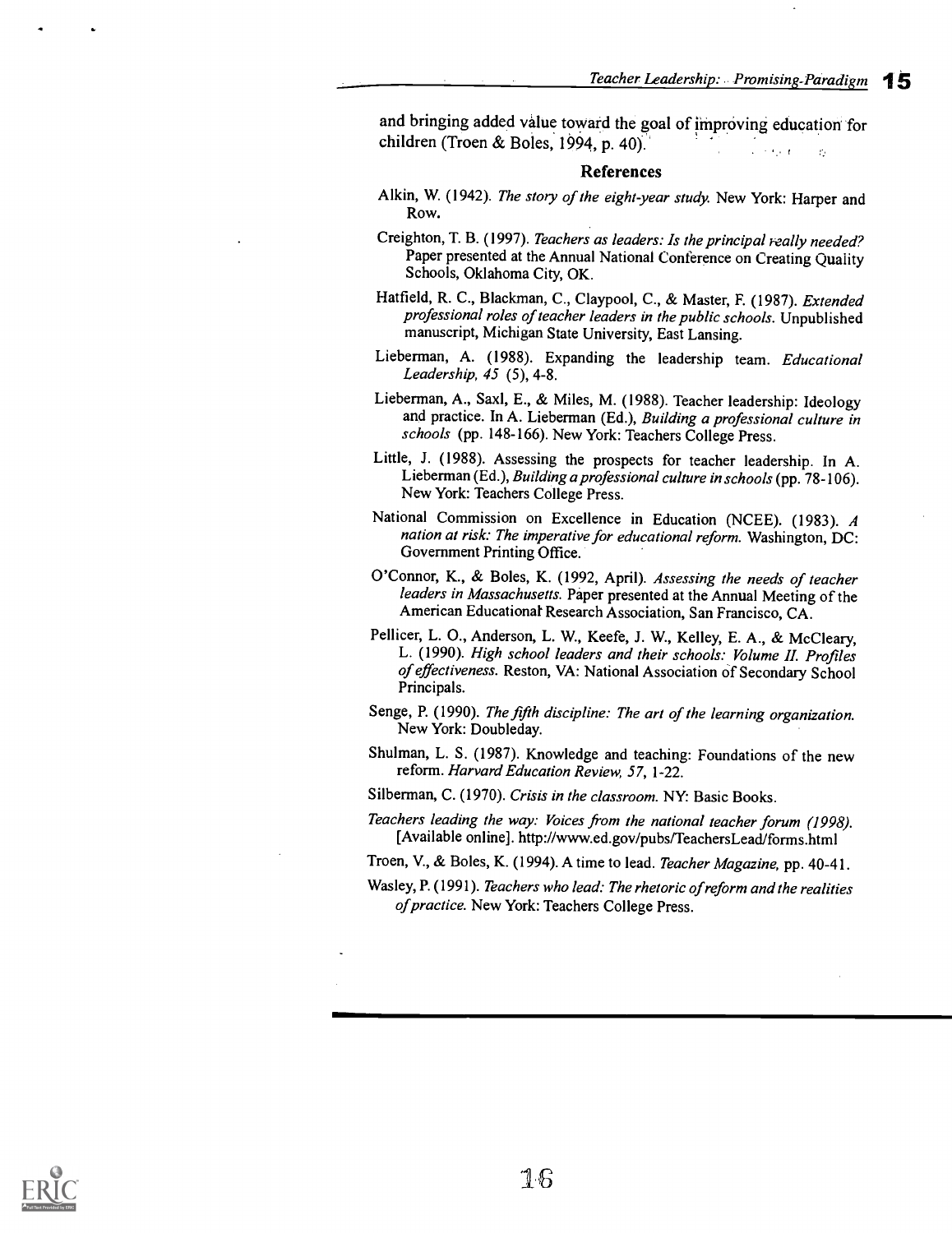and bringing added value toward the goal of improving education for children (Troen & Boles, 1994, p. 40).

## References

Alkin, W. (1942). *The story of the eight-year study.* New York: Harper and Row.

Creighton, T. B. (1997). *Teachers as leaders: Is the principal really needed?* Paper presented at the Annual National Conference on Creating Quality Schools, Oklahoma City, OK.

Hatfield, R. C., Blackman, C., Claypool, C., & Master, F. (1987). *Extended professional roles of teacher leaders in the public schools.* Unpublished manuscript, Michigan State University, East Lansing.

Lieberman, A. (1988). Expanding the leadership team. *Educational Leadership, 45* (5), 4-8.

Lieberman, A., Saxl, E., & Miles, M. (1988). Teacher leadership: Ideology and practice. In A. Lieberman (Ed.), *Building a professional culture in schools* (pp. 148-166). New York: Teachers College Press.

Little, J. (1988). Assessing the prospects for teacher leadership. In A. Lieberman (Ed.), *Building a professional culture in schools* (pp. 78-106). New York: Teachers College Press.

National Commission on Excellence in Education (NCEE). (1983). *A nation at risk: The imperative for educational reform.* Washington, DC: Government Printing Office.

O'Connor, K., & Boles, K. (1992, April). *Assessing the needs of teacher leaders in Massachusetts.* Paper presented at the Annual Meeting of the American Educational Research Association, San Francisco, CA.

Pellicer, L. O., Anderson, L. W., Keefe, J. W., Kelley, E. A., & McCleary, L. (1990). *High school leaders and their schools: Volume II. Profiles of effectiveness.* Reston, VA: National Association of Secondary School Principals.

Senge, P. (1990). *The fifth discipline: The art of the learning organization.* New York: Doubleday.

Shulman, L. S. (1987). Knowledge and teaching: Foundations of the new reform. *Harvard Education Review, 57,* 1-22.

Silberman, C. (1970). *Crisis in the classroom.* NY: Basic Books.

*Teachers leading the way: Voices from the national teacher forum (1998).* [Available online]. http://www.ed.gov/pubs/TeachersLead/forms.html

Troen, V., & Boles, K. (1994). A time to lead. *Teacher Magazine,* pp. 40-41.

Wasley, P. (1991). *Teachers who lead: The rhetoric of reform and the realities of practice.* New York: Teachers College Press.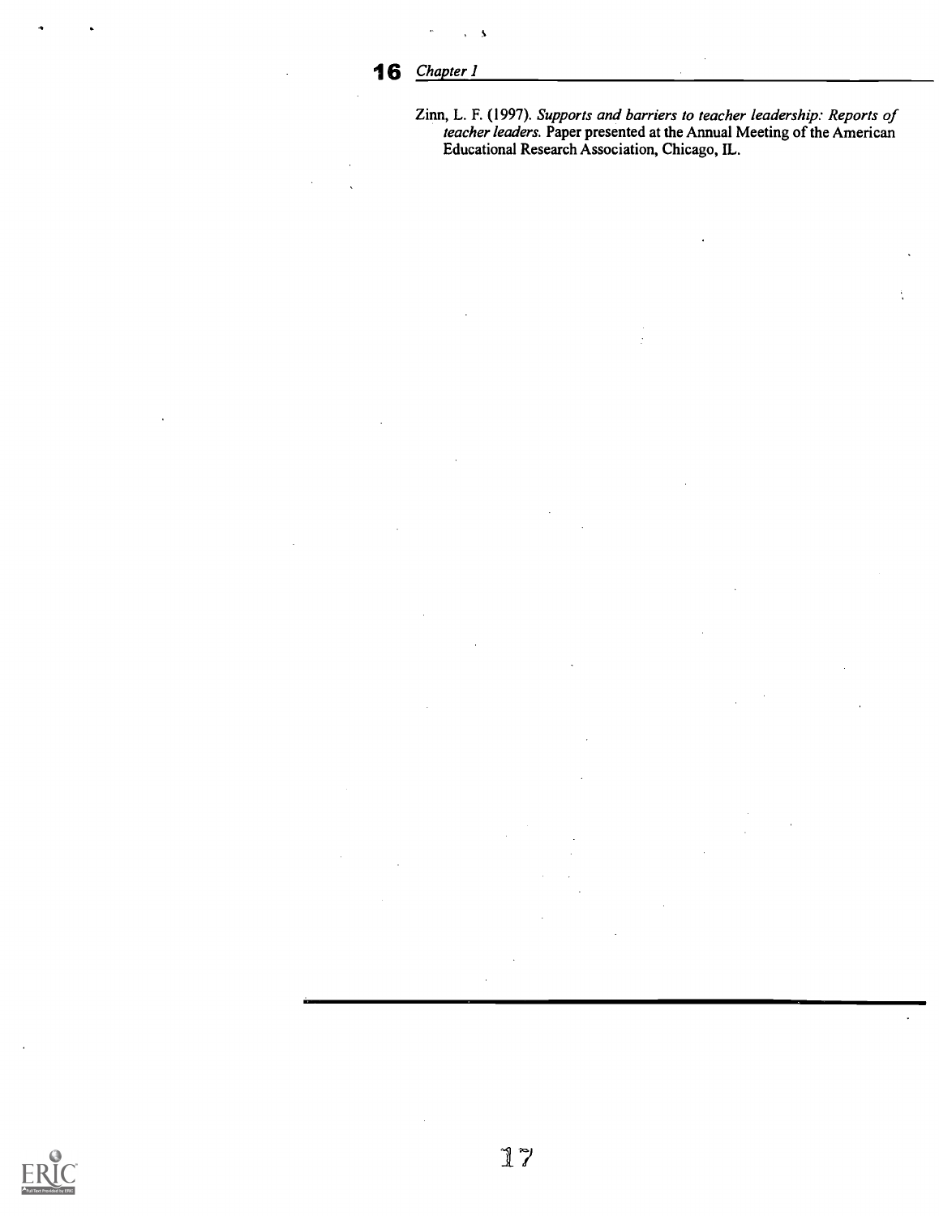Zinn, L. F. (1997). *Supports and barriers to teacher leadership: Reports of teacher leaders.* Paper presented at the Annual Meeting of the American Educational Research Association, Chicago, IL.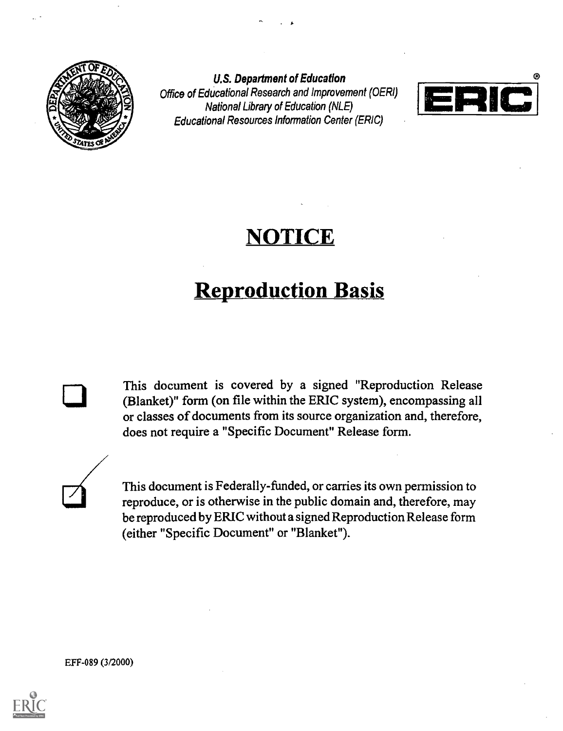U.S. Department of Education
Office of Educational Research and Improvement (OERI)
National Library of Education (NLE)
Educational Resources Information Center (ERIC)

ERIC®

# NOTICE

# Reproduction Basis

- [ ] This document is covered by a signed "Reproduction Release (Blanket)" form (on file within the ERIC system), encompassing all or classes of documents from its source organization and, therefore, does not require a "Specific Document" Release form.

- [x] This document is Federally-funded, or carries its own permission to reproduce, or is otherwise in the public domain and, therefore, may be reproduced by ERIC without a signed Reproduction Release form (either "Specific Document" or "Blanket").

EFF-089 (3/2000)